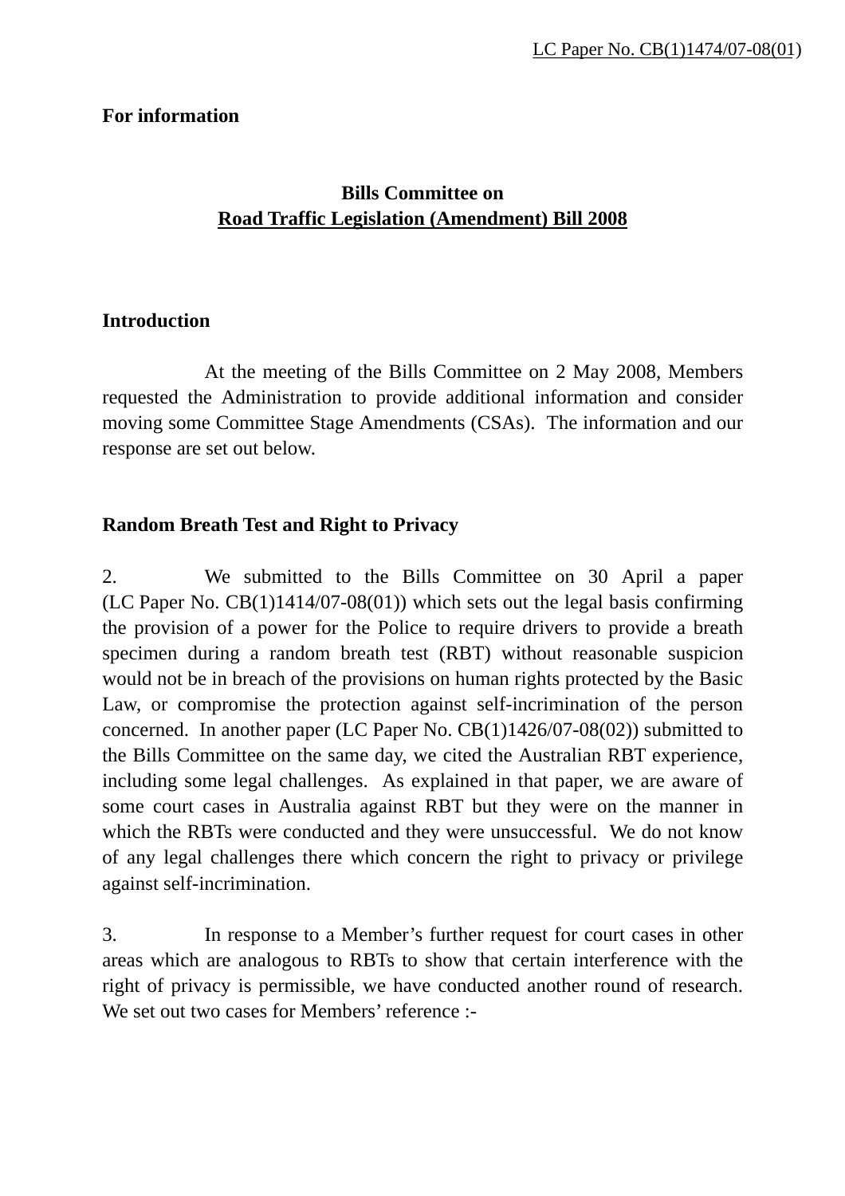LC Paper No. CB(1)1474/07-08(01)

**For information**

**Bills Committee on**
**Road Traffic Legislation (Amendment) Bill 2008**

## Introduction

At the meeting of the Bills Committee on 2 May 2008, Members requested the Administration to provide additional information and consider moving some Committee Stage Amendments (CSAs). The information and our response are set out below.

## Random Breath Test and Right to Privacy

2. We submitted to the Bills Committee on 30 April a paper (LC Paper No. CB(1)1414/07-08(01)) which sets out the legal basis confirming the provision of a power for the Police to require drivers to provide a breath specimen during a random breath test (RBT) without reasonable suspicion would not be in breach of the provisions on human rights protected by the Basic Law, or compromise the protection against self-incrimination of the person concerned. In another paper (LC Paper No. CB(1)1426/07-08(02)) submitted to the Bills Committee on the same day, we cited the Australian RBT experience, including some legal challenges. As explained in that paper, we are aware of some court cases in Australia against RBT but they were on the manner in which the RBTs were conducted and they were unsuccessful. We do not know of any legal challenges there which concern the right to privacy or privilege against self-incrimination.

3. In response to a Member's further request for court cases in other areas which are analogous to RBTs to show that certain interference with the right of privacy is permissible, we have conducted another round of research. We set out two cases for Members' reference :-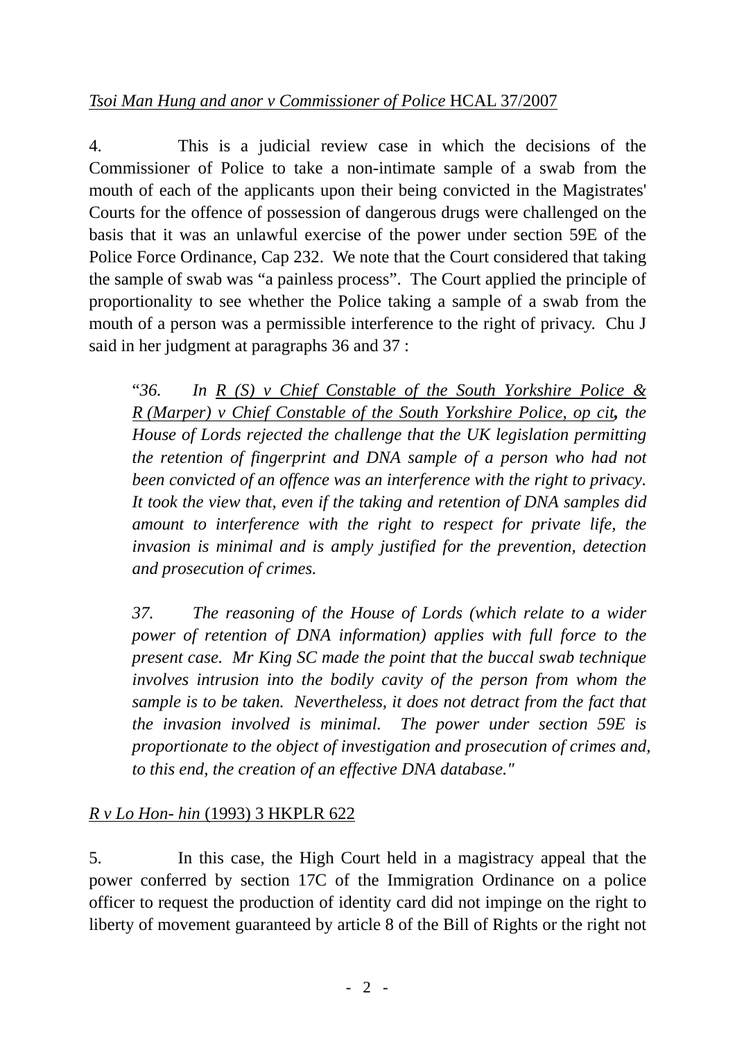*Tsoi Man Hung and anor v Commissioner of Police* HCAL 37/2007

4. This is a judicial review case in which the decisions of the Commissioner of Police to take a non-intimate sample of a swab from the mouth of each of the applicants upon their being convicted in the Magistrates' Courts for the offence of possession of dangerous drugs were challenged on the basis that it was an unlawful exercise of the power under section 59E of the Police Force Ordinance, Cap 232. We note that the Court considered that taking the sample of swab was "a painless process". The Court applied the principle of proportionality to see whether the Police taking a sample of a swab from the mouth of a person was a permissible interference to the right of privacy. Chu J said in her judgment at paragraphs 36 and 37 :

> "*36. In R (S) v Chief Constable of the South Yorkshire Police & R (Marper) v Chief Constable of the South Yorkshire Police, op cit, the House of Lords rejected the challenge that the UK legislation permitting the retention of fingerprint and DNA sample of a person who had not been convicted of an offence was an interference with the right to privacy. It took the view that, even if the taking and retention of DNA samples did amount to interference with the right to respect for private life, the invasion is minimal and is amply justified for the prevention, detection and prosecution of crimes.*
>
> *37. The reasoning of the House of Lords (which relate to a wider power of retention of DNA information) applies with full force to the present case. Mr King SC made the point that the buccal swab technique involves intrusion into the bodily cavity of the person from whom the sample is to be taken. Nevertheless, it does not detract from the fact that the invasion involved is minimal. The power under section 59E is proportionate to the object of investigation and prosecution of crimes and, to this end, the creation of an effective DNA database."*

*R v Lo Hon- hin* (1993) 3 HKPLR 622

5. In this case, the High Court held in a magistracy appeal that the power conferred by section 17C of the Immigration Ordinance on a police officer to request the production of identity card did not impinge on the right to liberty of movement guaranteed by article 8 of the Bill of Rights or the right not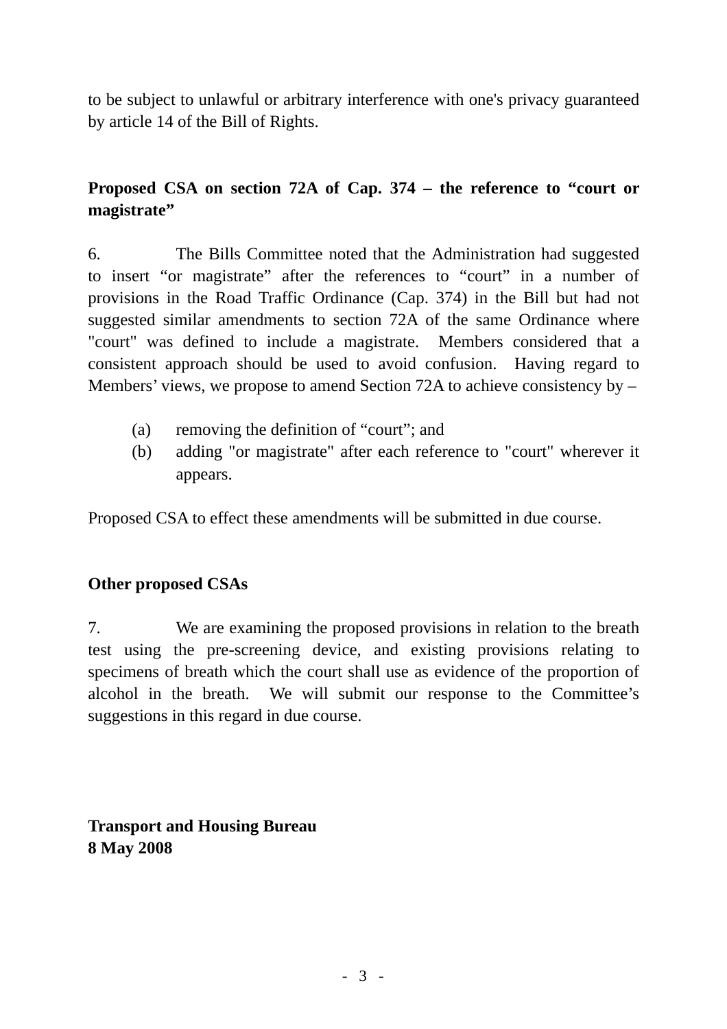to be subject to unlawful or arbitrary interference with one's privacy guaranteed by article 14 of the Bill of Rights.

**Proposed CSA on section 72A of Cap. 374 – the reference to “court or magistrate”**

6. The Bills Committee noted that the Administration had suggested to insert “or magistrate” after the references to “court” in a number of provisions in the Road Traffic Ordinance (Cap. 374) in the Bill but had not suggested similar amendments to section 72A of the same Ordinance where "court" was defined to include a magistrate. Members considered that a consistent approach should be used to avoid confusion. Having regard to Members’ views, we propose to amend Section 72A to achieve consistency by –

(a) removing the definition of “court”; and
(b) adding "or magistrate" after each reference to "court" wherever it appears.

Proposed CSA to effect these amendments will be submitted in due course.

**Other proposed CSAs**

7. We are examining the proposed provisions in relation to the breath test using the pre-screening device, and existing provisions relating to specimens of breath which the court shall use as evidence of the proportion of alcohol in the breath. We will submit our response to the Committee’s suggestions in this regard in due course.

**Transport and Housing Bureau**
**8 May 2008**